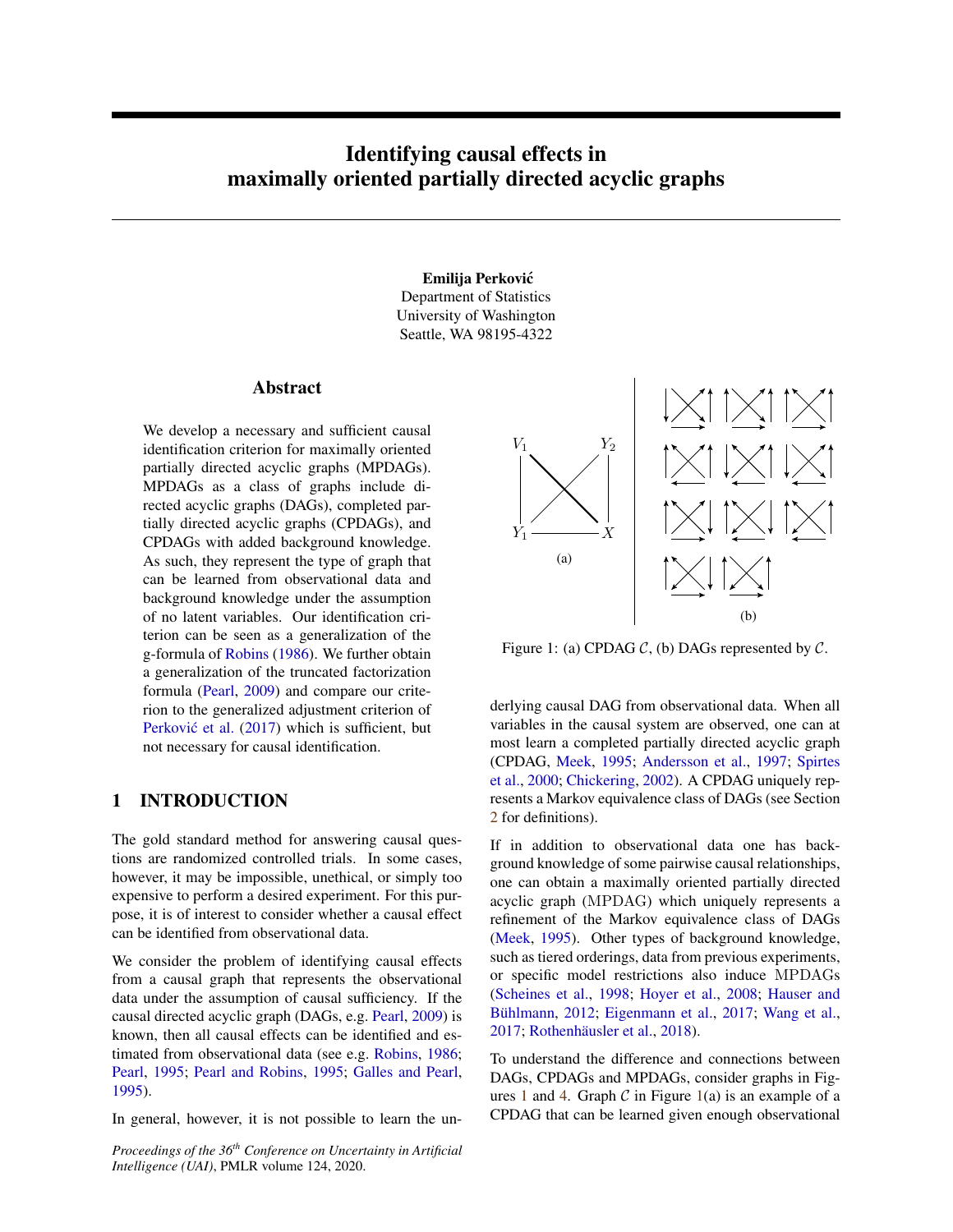# Identifying causal effects in maximally oriented partially directed acyclic graphs

**Emilija Perković**
Department of Statistics
University of Washington
Seattle, WA 98195-4322

## Abstract

We develop a necessary and sufficient causal identification criterion for maximally oriented partially directed acyclic graphs (MPDAGs). MPDAGs as a class of graphs include directed acyclic graphs (DAGs), completed partially directed acyclic graphs (CPDAGs), and CPDAGs with added background knowledge. As such, they represent the type of graph that can be learned from observational data and background knowledge under the assumption of no latent variables. Our identification criterion can be seen as a generalization of the g-formula of Robins (1986). We further obtain a generalization of the truncated factorization formula (Pearl, 2009) and compare our criterion to the generalized adjustment criterion of Perković et al. (2017) which is sufficient, but not necessary for causal identification.

## 1 INTRODUCTION

The gold standard method for answering causal questions are randomized controlled trials. In some cases, however, it may be impossible, unethical, or simply too expensive to perform a desired experiment. For this purpose, it is of interest to consider whether a causal effect can be identified from observational data.

We consider the problem of identifying causal effects from a causal graph that represents the observational data under the assumption of causal sufficiency. If the causal directed acyclic graph (DAGs, e.g. Pearl, 2009) is known, then all causal effects can be identified and estimated from observational data (see e.g. Robins, 1986; Pearl, 1995; Pearl and Robins, 1995; Galles and Pearl, 1995).

In general, however, it is not possible to learn the underlying causal DAG from observational data. When all variables in the causal system are observed, one can at most learn a completed partially directed acyclic graph (CPDAG, Meek, 1995; Andersson et al., 1997; Spirtes et al., 2000; Chickering, 2002). A CPDAG uniquely represents a Markov equivalence class of DAGs (see Section 2 for definitions).

Figure 1: (a) CPDAG $\mathcal{C}$, (b) DAGs represented by $\mathcal{C}$.

If in addition to observational data one has background knowledge of some pairwise causal relationships, one can obtain a maximally oriented partially directed acyclic graph (MPDAG) which uniquely represents a refinement of the Markov equivalence class of DAGs (Meek, 1995). Other types of background knowledge, such as tiered orderings, data from previous experiments, or specific model restrictions also induce MPDAGs (Scheines et al., 1998; Hoyer et al., 2008; Hauser and Bühlmann, 2012; Eigenmann et al., 2017; Wang et al., 2017; Rothenhäusler et al., 2018).

To understand the difference and connections between DAGs, CPDAGs and MPDAGs, consider graphs in Figures 1 and 4. Graph $\mathcal{C}$ in Figure 1(a) is an example of a CPDAG that can be learned given enough observational

*Proceedings of the 36th Conference on Uncertainty in Artificial Intelligence (UAI)*, PMLR volume 124, 2020.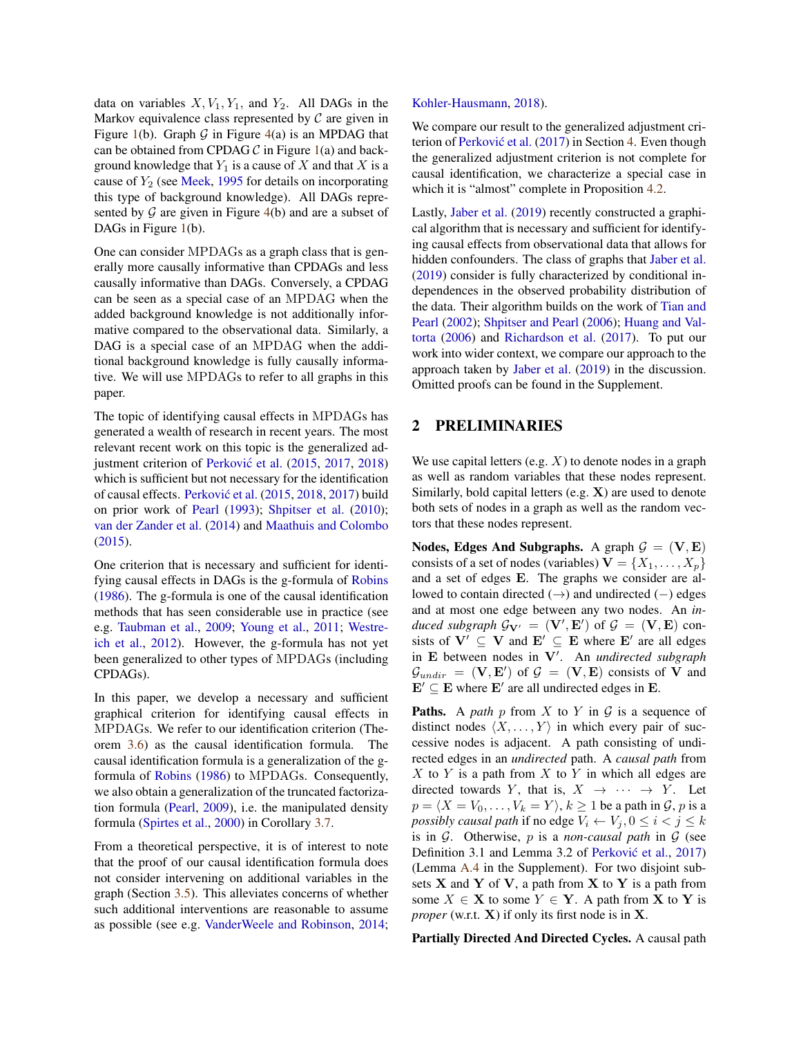data on variables $X, V_1, Y_1$, and $Y_2$. All DAGs in the Markov equivalence class represented by $\mathcal{C}$ are given in Figure 1(b). Graph $\mathcal{G}$ in Figure 4(a) is an MPDAG that can be obtained from CPDAG $\mathcal{C}$ in Figure 1(a) and background knowledge that $Y_1$ is a cause of $X$ and that $X$ is a cause of $Y_2$ (see Meek, 1995 for details on incorporating this type of background knowledge). All DAGs represented by $\mathcal{G}$ are given in Figure 4(b) and are a subset of DAGs in Figure 1(b).

One can consider MPDAGs as a graph class that is generally more causally informative than CPDAGs and less causally informative than DAGs. Conversely, a CPDAG can be seen as a special case of an MPDAG when the added background knowledge is not additionally informative compared to the observational data. Similarly, a DAG is a special case of an MPDAG when the additional background knowledge is fully causally informative. We will use MPDAGs to refer to all graphs in this paper.

The topic of identifying causal effects in MPDAGs has generated a wealth of research in recent years. The most relevant recent work on this topic is the generalized adjustment criterion of Perković et al. (2015, 2017, 2018) which is sufficient but not necessary for the identification of causal effects. Perković et al. (2015, 2018, 2017) build on prior work of Pearl (1993); Shpitser et al. (2010); van der Zander et al. (2014) and Maathuis and Colombo (2015).

One criterion that is necessary and sufficient for identifying causal effects in DAGs is the g-formula of Robins (1986). The g-formula is one of the causal identification methods that has seen considerable use in practice (see e.g. Taubman et al., 2009; Young et al., 2011; Westreich et al., 2012). However, the g-formula has not yet been generalized to other types of MPDAGs (including CPDAGs).

In this paper, we develop a necessary and sufficient graphical criterion for identifying causal effects in MPDAGs. We refer to our identification criterion (Theorem 3.6) as the causal identification formula. The causal identification formula is a generalization of the g-formula of Robins (1986) to MPDAGs. Consequently, we also obtain a generalization of the truncated factorization formula (Pearl, 2009), i.e. the manipulated density formula (Spirtes et al., 2000) in Corollary 3.7.

From a theoretical perspective, it is of interest to note that the proof of our causal identification formula does not consider intervening on additional variables in the graph (Section 3.5). This alleviates concerns of whether such additional interventions are reasonable to assume as possible (see e.g. VanderWeele and Robinson, 2014; Kohler-Hausmann, 2018).

We compare our result to the generalized adjustment criterion of Perković et al. (2017) in Section 4. Even though the generalized adjustment criterion is not complete for causal identification, we characterize a special case in which it is "almost" complete in Proposition 4.2.

Lastly, Jaber et al. (2019) recently constructed a graphical algorithm that is necessary and sufficient for identifying causal effects from observational data that allows for hidden confounders. The class of graphs that Jaber et al. (2019) consider is fully characterized by conditional independences in the observed probability distribution of the data. Their algorithm builds on the work of Tian and Pearl (2002); Shpitser and Pearl (2006); Huang and Valtorta (2006) and Richardson et al. (2017). To put our work into wider context, we compare our approach to the approach taken by Jaber et al. (2019) in the discussion. Omitted proofs can be found in the Supplement.

## 2 PRELIMINARIES

We use capital letters (e.g. $X$) to denote nodes in a graph as well as random variables that these nodes represent. Similarly, bold capital letters (e.g. $\mathbf{X}$) are used to denote both sets of nodes in a graph as well as the random vectors that these nodes represent.

**Nodes, Edges And Subgraphs.** A graph $\mathcal{G} = (\mathbf{V}, \mathbf{E})$ consists of a set of nodes (variables) $\mathbf{V} = \{X_1, \dots, X_p\}$ and a set of edges $\mathbf{E}$. The graphs we consider are allowed to contain directed ($\to$) and undirected ($-$) edges and at most one edge between any two nodes. An *induced subgraph* $\mathcal{G}_{\mathbf{V}'} = (\mathbf{V}', \mathbf{E}')$ of $\mathcal{G} = (\mathbf{V}, \mathbf{E})$ consists of $\mathbf{V}' \subseteq \mathbf{V}$ and $\mathbf{E}' \subseteq \mathbf{E}$ where $\mathbf{E}'$ are all edges in $\mathbf{E}$ between nodes in $\mathbf{V}'$. An *undirected subgraph* $\mathcal{G}_{undir} = (\mathbf{V}, \mathbf{E}')$ of $\mathcal{G} = (\mathbf{V}, \mathbf{E})$ consists of $\mathbf{V}$ and $\mathbf{E}' \subseteq \mathbf{E}$ where $\mathbf{E}'$ are all undirected edges in $\mathbf{E}$.

**Paths.** A *path* $p$ from $X$ to $Y$ in $\mathcal{G}$ is a sequence of distinct nodes $\langle X, \dots, Y \rangle$ in which every pair of successive nodes is adjacent. A path consisting of undirected edges in an *undirected* path. A *causal path* from $X$ to $Y$ is a path from $X$ to $Y$ in which all edges are directed towards $Y$, that is, $X \to \cdots \to Y$. Let $p = \langle X = V_0, \dots, V_k = Y \rangle$, $k \geq 1$ be a path in $\mathcal{G}$, $p$ is a *possibly causal path* if no edge $V_i \leftarrow V_j, 0 \leq i < j \leq k$ is in $\mathcal{G}$. Otherwise, $p$ is a *non-causal path* in $\mathcal{G}$ (see Definition 3.1 and Lemma 3.2 of Perković et al., 2017) (Lemma A.4 in the Supplement). For two disjoint subsets $\mathbf{X}$ and $\mathbf{Y}$ of $\mathbf{V}$, a path from $\mathbf{X}$ to $\mathbf{Y}$ is a path from some $X \in \mathbf{X}$ to some $Y \in \mathbf{Y}$. A path from $\mathbf{X}$ to $\mathbf{Y}$ is *proper* (w.r.t. $\mathbf{X}$) if only its first node is in $\mathbf{X}$.

**Partially Directed And Directed Cycles.** A causal path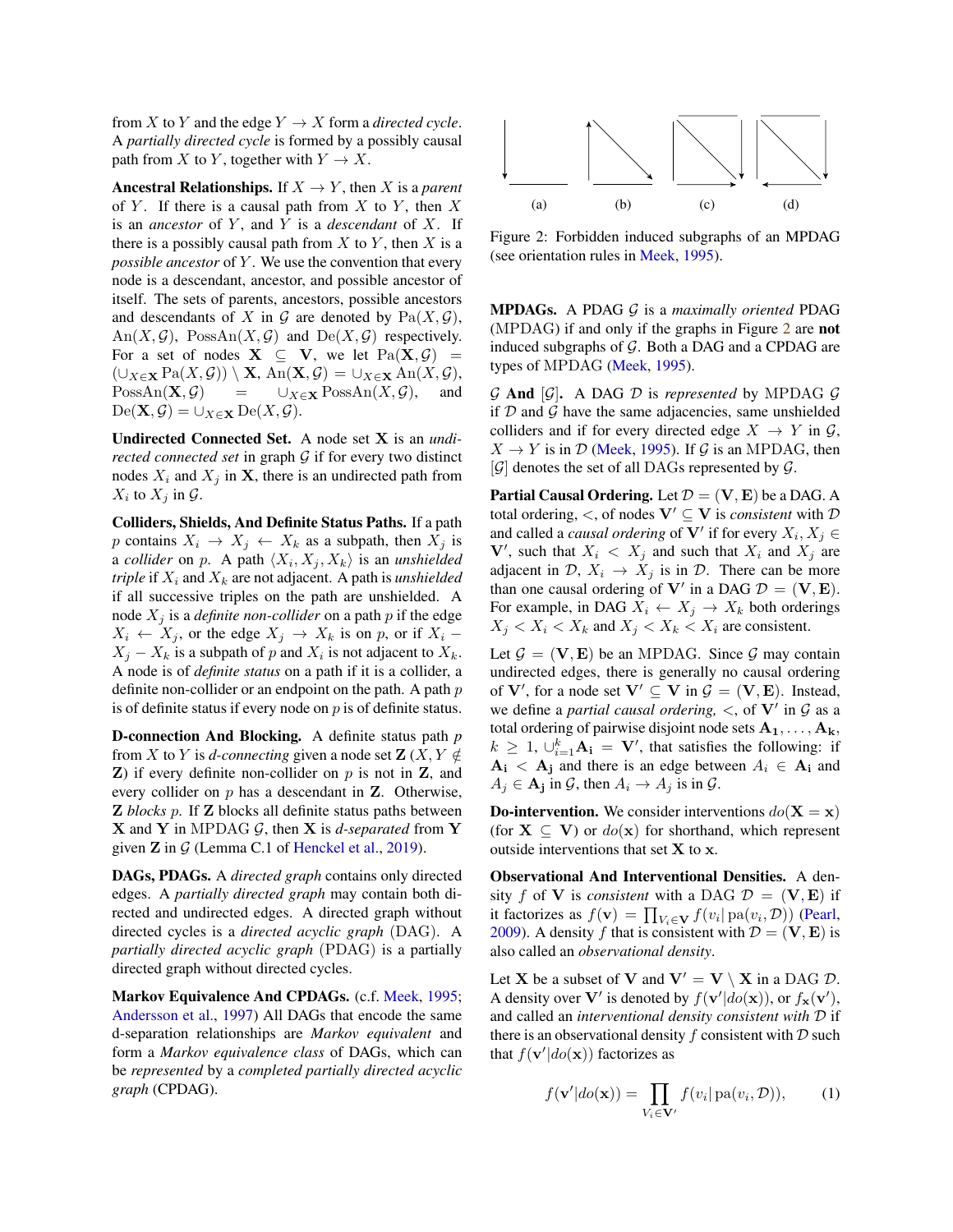from $X$ to $Y$ and the edge $Y \rightarrow X$ form a *directed cycle*. A *partially directed cycle* is formed by a possibly causal path from $X$ to $Y$, together with $Y \rightarrow X$.

**Ancestral Relationships.** If $X \rightarrow Y$, then $X$ is a *parent* of $Y$. If there is a causal path from $X$ to $Y$, then $X$ is an *ancestor* of $Y$, and $Y$ is a *descendant* of $X$. If there is a possibly causal path from $X$ to $Y$, then $X$ is a *possible ancestor* of $Y$. We use the convention that every node is a descendant, ancestor, and possible ancestor of itself. The sets of parents, ancestors, possible ancestors and descendants of $X$ in $\mathcal{G}$ are denoted by $\mathrm{Pa}(X, \mathcal{G})$, $\mathrm{An}(X, \mathcal{G})$, $\mathrm{PossAn}(X, \mathcal{G})$ and $\mathrm{De}(X, \mathcal{G})$ respectively. For a set of nodes $\mathbf{X} \subseteq \mathbf{V}$, we let $\mathrm{Pa}(\mathbf{X}, \mathcal{G}) = (\cup_{X \in \mathbf{X}} \mathrm{Pa}(X, \mathcal{G})) \setminus \mathbf{X}$, $\mathrm{An}(\mathbf{X}, \mathcal{G}) = \cup_{X \in \mathbf{X}} \mathrm{An}(X, \mathcal{G})$, $\mathrm{PossAn}(\mathbf{X}, \mathcal{G}) = \cup_{X \in \mathbf{X}} \mathrm{PossAn}(X, \mathcal{G})$, and $\mathrm{De}(\mathbf{X}, \mathcal{G}) = \cup_{X \in \mathbf{X}} \mathrm{De}(X, \mathcal{G})$.

**Undirected Connected Set.** A node set $\mathbf{X}$ is an *undirected connected set* in graph $\mathcal{G}$ if for every two distinct nodes $X_i$ and $X_j$ in $\mathbf{X}$, there is an undirected path from $X_i$ to $X_j$ in $\mathcal{G}$.

**Colliders, Shields, And Definite Status Paths.** If a path $p$ contains $X_i \rightarrow X_j \leftarrow X_k$ as a subpath, then $X_j$ is a *collider* on $p$. A path $\langle X_i, X_j, X_k \rangle$ is an *unshielded triple* if $X_i$ and $X_k$ are not adjacent. A path is *unshielded* if all successive triples on the path are unshielded. A node $X_j$ is a *definite non-collider* on a path $p$ if the edge $X_i \leftarrow X_j$, or the edge $X_j \rightarrow X_k$ is on $p$, or if $X_i - X_j - X_k$ is a subpath of $p$ and $X_i$ is not adjacent to $X_k$. A node is of *definite status* on a path if it is a collider, a definite non-collider or an endpoint on the path. A path $p$ is of definite status if every node on $p$ is of definite status.

**D-connection And Blocking.** A definite status path $p$ from $X$ to $Y$ is *d-connecting* given a node set $\mathbf{Z}$ ($X, Y \notin \mathbf{Z}$) if every definite non-collider on $p$ is not in $\mathbf{Z}$, and every collider on $p$ has a descendant in $\mathbf{Z}$. Otherwise, $\mathbf{Z}$ *blocks* $p$. If $\mathbf{Z}$ blocks all definite status paths between $\mathbf{X}$ and $\mathbf{Y}$ in MPDAG $\mathcal{G}$, then $\mathbf{X}$ is *d-separated* from $\mathbf{Y}$ given $\mathbf{Z}$ in $\mathcal{G}$ (Lemma C.1 of Henckel et al., 2019).

**DAGs, PDAGs.** A *directed graph* contains only directed edges. A *partially directed graph* may contain both directed and undirected edges. A directed graph without directed cycles is a *directed acyclic graph* (DAG). A *partially directed acyclic graph* (PDAG) is a partially directed graph without directed cycles.

**Markov Equivalence And CPDAGs.** (c.f. Meek, 1995; Andersson et al., 1997) All DAGs that encode the same d-separation relationships are *Markov equivalent* and form a *Markov equivalence class* of DAGs, which can be *represented* by a *completed partially directed acyclic graph* (CPDAG).

Figure 2: Forbidden induced subgraphs of an MPDAG (see orientation rules in Meek, 1995).

**MPDAGs.** A PDAG $\mathcal{G}$ is a *maximally oriented* PDAG (MPDAG) if and only if the graphs in Figure 2 are **not** induced subgraphs of $\mathcal{G}$. Both a DAG and a CPDAG are types of MPDAG (Meek, 1995).

**$\mathcal{G}$ And $[\mathcal{G}]$.** A DAG $\mathcal{D}$ is *represented* by MPDAG $\mathcal{G}$ if $\mathcal{D}$ and $\mathcal{G}$ have the same adjacencies, same unshielded colliders and if for every directed edge $X \rightarrow Y$ in $\mathcal{G}$, $X \rightarrow Y$ is in $\mathcal{D}$ (Meek, 1995). If $\mathcal{G}$ is an MPDAG, then $[\mathcal{G}]$ denotes the set of all DAGs represented by $\mathcal{G}$.

**Partial Causal Ordering.** Let $\mathcal{D} = (\mathbf{V}, \mathbf{E})$ be a DAG. A total ordering, $<$, of nodes $\mathbf{V}' \subseteq \mathbf{V}$ is *consistent* with $\mathcal{D}$ and called a *causal ordering* of $\mathbf{V}'$ if for every $X_i, X_j \in \mathbf{V}'$, such that $X_i < X_j$ and such that $X_i$ and $X_j$ are adjacent in $\mathcal{D}$, $X_i \rightarrow X_j$ is in $\mathcal{D}$. There can be more than one causal ordering of $\mathbf{V}'$ in a DAG $\mathcal{D} = (\mathbf{V}, \mathbf{E})$. For example, in DAG $X_i \leftarrow X_j \rightarrow X_k$ both orderings $X_j < X_i < X_k$ and $X_j < X_k < X_i$ are consistent.

Let $\mathcal{G} = (\mathbf{V}, \mathbf{E})$ be an MPDAG. Since $\mathcal{G}$ may contain undirected edges, there is generally no causal ordering of $\mathbf{V}'$, for a node set $\mathbf{V}' \subseteq \mathbf{V}$ in $\mathcal{G} = (\mathbf{V}, \mathbf{E})$. Instead, we define a *partial causal ordering,* $<$, of $\mathbf{V}'$ in $\mathcal{G}$ as a total ordering of pairwise disjoint node sets $\mathbf{A_1}, \dots, \mathbf{A_k}$, $k \geq 1$, $\cup_{i=1}^{k} \mathbf{A_i} = \mathbf{V}'$, that satisfies the following: if $\mathbf{A_i} < \mathbf{A_j}$ and there is an edge between $A_i \in \mathbf{A_i}$ and $A_j \in \mathbf{A_j}$ in $\mathcal{G}$, then $A_i \rightarrow A_j$ is in $\mathcal{G}$.

**Do-intervention.** We consider interventions $do(\mathbf{X} = \mathbf{x})$ (for $\mathbf{X} \subseteq \mathbf{V}$) or $do(\mathbf{x})$ for shorthand, which represent outside interventions that set $\mathbf{X}$ to $\mathbf{x}$.

**Observational And Interventional Densities.** A density $f$ of $\mathbf{V}$ is *consistent* with a DAG $\mathcal{D} = (\mathbf{V}, \mathbf{E})$ if it factorizes as $f(\mathbf{v}) = \prod_{V_i \in \mathbf{V}} f(v_i | \,\mathrm{pa}(v_i, \mathcal{D}))$ (Pearl, 2009). A density $f$ that is consistent with $\mathcal{D} = (\mathbf{V}, \mathbf{E})$ is also called an *observational density*.

Let $\mathbf{X}$ be a subset of $\mathbf{V}$ and $\mathbf{V}' = \mathbf{V} \setminus \mathbf{X}$ in a DAG $\mathcal{D}$. A density over $\mathbf{V}'$ is denoted by $f(\mathbf{v}' | do(\mathbf{x}))$, or $f_{\mathbf{x}}(\mathbf{v}')$, and called an *interventional density consistent with* $\mathcal{D}$ if there is an observational density $f$ consistent with $\mathcal{D}$ such that $f(\mathbf{v}' | do(\mathbf{x}))$ factorizes as

$$f(\mathbf{v}' | do(\mathbf{x})) = \prod_{V_i \in \mathbf{V}'} f(v_i | \,\mathrm{pa}(v_i, \mathcal{D})), \tag{1}$$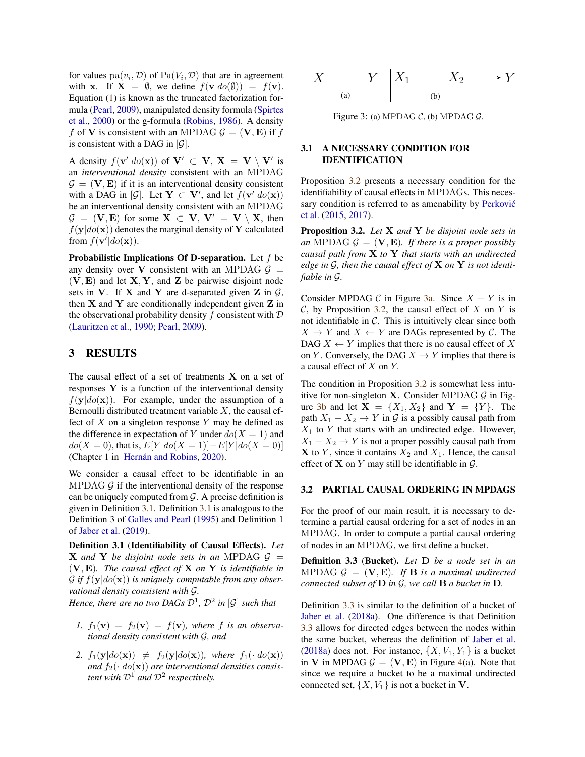for values $\mathrm{pa}(v_i, \mathcal{D})$ of $\mathrm{Pa}(V_i, \mathcal{D})$ that are in agreement with $\mathbf{x}$. If $\mathbf{X} = \emptyset$, we define $f(\mathbf{v}|do(\emptyset)) = f(\mathbf{v})$. Equation (1) is known as the truncated factorization formula (Pearl, 2009), manipulated density formula (Spirtes et al., 2000) or the g-formula (Robins, 1986). A density $f$ of $\mathbf{V}$ is consistent with an MPDAG $\mathcal{G} = (\mathbf{V}, \mathbf{E})$ if $f$ is consistent with a DAG in $[\mathcal{G}]$.

A density $f(\mathbf{v}'|do(\mathbf{x}))$ of $\mathbf{V}' \subset \mathbf{V}$, $\mathbf{X} = \mathbf{V} \setminus \mathbf{V}'$ is an *interventional density* consistent with an MPDAG $\mathcal{G} = (\mathbf{V}, \mathbf{E})$ if it is an interventional density consistent with a DAG in $[\mathcal{G}]$. Let $\mathbf{Y} \subset \mathbf{V}'$, and let $f(\mathbf{v}'|do(\mathbf{x}))$ be an interventional density consistent with an MPDAG $\mathcal{G} = (\mathbf{V}, \mathbf{E})$ for some $\mathbf{X} \subset \mathbf{V}$, $\mathbf{V}' = \mathbf{V} \setminus \mathbf{X}$, then $f(\mathbf{y}|do(\mathbf{x}))$ denotes the marginal density of $\mathbf{Y}$ calculated from $f(\mathbf{v}'|do(\mathbf{x}))$.

**Probabilistic Implications Of D-separation.** Let $f$ be any density over $\mathbf{V}$ consistent with an MPDAG $\mathcal{G} = (\mathbf{V}, \mathbf{E})$ and let $\mathbf{X}, \mathbf{Y}$, and $\mathbf{Z}$ be pairwise disjoint node sets in $\mathbf{V}$. If $\mathbf{X}$ and $\mathbf{Y}$ are d-separated given $\mathbf{Z}$ in $\mathcal{G}$, then $\mathbf{X}$ and $\mathbf{Y}$ are conditionally independent given $\mathbf{Z}$ in the observational probability density $f$ consistent with $\mathcal{D}$ (Lauritzen et al., 1990; Pearl, 2009).

# 3 RESULTS

The causal effect of a set of treatments $\mathbf{X}$ on a set of responses $\mathbf{Y}$ is a function of the interventional density $f(\mathbf{y}|do(\mathbf{x}))$. For example, under the assumption of a Bernoulli distributed treatment variable $X$, the causal effect of $X$ on a singleton response $Y$ may be defined as the difference in expectation of $Y$ under $do(X = 1)$ and $do(X = 0)$, that is, $E[Y|do(X = 1)] - E[Y|do(X = 0)]$ (Chapter 1 in Hernán and Robins, 2020).

We consider a causal effect to be identifiable in an MPDAG $\mathcal{G}$ if the interventional density of the response can be uniquely computed from $\mathcal{G}$. A precise definition is given in Definition 3.1. Definition 3.1 is analogous to the Definition 3 of Galles and Pearl (1995) and Definition 1 of Jaber et al. (2019).

**Definition 3.1 (Identifiability of Causal Effects).** *Let $\mathbf{X}$ and $\mathbf{Y}$ be disjoint node sets in an MPDAG $\mathcal{G} = (\mathbf{V}, \mathbf{E})$. The causal effect of $\mathbf{X}$ on $\mathbf{Y}$ is identifiable in $\mathcal{G}$ if $f(\mathbf{y}|do(\mathbf{x}))$ is uniquely computable from any observational density consistent with $\mathcal{G}$.*
*Hence, there are no two DAGs $\mathcal{D}^1$, $\mathcal{D}^2$ in $[\mathcal{G}]$ such that*

1. *$f_1(\mathbf{v}) = f_2(\mathbf{v}) = f(\mathbf{v})$, where $f$ is an observational density consistent with $\mathcal{G}$, and*
2. *$f_1(\mathbf{y}|do(\mathbf{x})) \neq f_2(\mathbf{y}|do(\mathbf{x}))$, where $f_1(\cdot|do(\mathbf{x}))$ and $f_2(\cdot|do(\mathbf{x}))$ are interventional densities consistent with $\mathcal{D}^1$ and $\mathcal{D}^2$ respectively.*

$X$ — $Y$ (a) | $X_1$ — $X_2$ → $Y$ (b)

Figure 3: (a) MPDAG $\mathcal{C}$, (b) MPDAG $\mathcal{G}$.

## 3.1 A NECESSARY CONDITION FOR IDENTIFICATION

Proposition 3.2 presents a necessary condition for the identifiability of causal effects in MPDAGs. This necessary condition is referred to as amenability by Perković et al. (2015, 2017).

**Proposition 3.2.** *Let $\mathbf{X}$ and $\mathbf{Y}$ be disjoint node sets in an MPDAG $\mathcal{G} = (\mathbf{V}, \mathbf{E})$. If there is a proper possibly causal path from $\mathbf{X}$ to $\mathbf{Y}$ that starts with an undirected edge in $\mathcal{G}$, then the causal effect of $\mathbf{X}$ on $\mathbf{Y}$ is not identifiable in $\mathcal{G}$.*

Consider MPDAG $\mathcal{C}$ in Figure 3a. Since $X - Y$ is in $\mathcal{C}$, by Proposition 3.2, the causal effect of $X$ on $Y$ is not identifiable in $\mathcal{C}$. This is intuitively clear since both $X \rightarrow Y$ and $X \leftarrow Y$ are DAGs represented by $\mathcal{C}$. The DAG $X \leftarrow Y$ implies that there is no causal effect of $X$ on $Y$. Conversely, the DAG $X \rightarrow Y$ implies that there is a causal effect of $X$ on $Y$.

The condition in Proposition 3.2 is somewhat less intuitive for non-singleton $\mathbf{X}$. Consider MPDAG $\mathcal{G}$ in Figure 3b and let $\mathbf{X} = \{X_1, X_2\}$ and $\mathbf{Y} = \{Y\}$. The path $X_1 - X_2 \rightarrow Y$ in $\mathcal{G}$ is a possibly causal path from $X_1$ to $Y$ that starts with an undirected edge. However, $X_1 - X_2 \rightarrow Y$ is not a proper possibly causal path from $\mathbf{X}$ to $Y$, since it contains $X_2$ and $X_1$. Hence, the causal effect of $\mathbf{X}$ on $Y$ may still be identifiable in $\mathcal{G}$.

## 3.2 PARTIAL CAUSAL ORDERING IN MPDAGS

For the proof of our main result, it is necessary to determine a partial causal ordering for a set of nodes in an MPDAG. In order to compute a partial causal ordering of nodes in an MPDAG, we first define a bucket.

**Definition 3.3 (Bucket).** *Let $\mathbf{D}$ be a node set in an MPDAG $\mathcal{G} = (\mathbf{V}, \mathbf{E})$. If $\mathbf{B}$ is a maximal undirected connected subset of $\mathbf{D}$ in $\mathcal{G}$, we call $\mathbf{B}$ a bucket in $\mathbf{D}$.*

Definition 3.3 is similar to the definition of a bucket of Jaber et al. (2018a). One difference is that Definition 3.3 allows for directed edges between the nodes within the same bucket, whereas the definition of Jaber et al. (2018a) does not. For instance, $\{X, V_1, Y_1\}$ is a bucket in $\mathbf{V}$ in MPDAG $\mathcal{G} = (\mathbf{V}, \mathbf{E})$ in Figure 4(a). Note that since we require a bucket to be a maximal undirected connected set, $\{X, V_1\}$ is not a bucket in $\mathbf{V}$.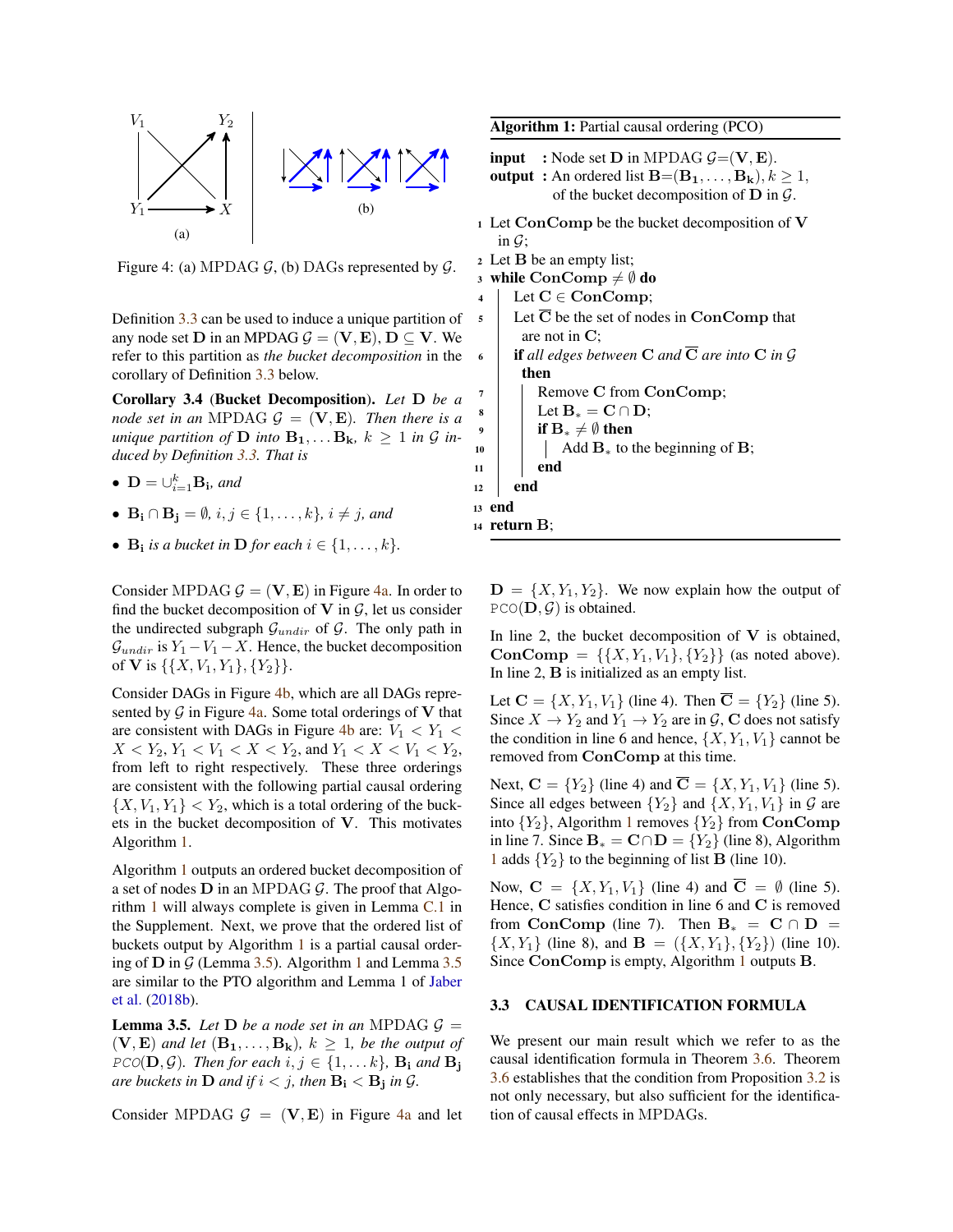Figure 4: (a) MPDAG $\mathcal{G}$, (b) DAGs represented by $\mathcal{G}$.

Definition 3.3 can be used to induce a unique partition of any node set $\mathbf{D}$ in an MPDAG $\mathcal{G} = (\mathbf{V}, \mathbf{E})$, $\mathbf{D} \subseteq \mathbf{V}$. We refer to this partition as *the bucket decomposition* in the corollary of Definition 3.3 below.

**Corollary 3.4 (Bucket Decomposition).** *Let $\mathbf{D}$ be a node set in an* MPDAG $\mathcal{G} = (\mathbf{V}, \mathbf{E})$*. Then there is a unique partition of $\mathbf{D}$ into $\mathbf{B_1}, \dots \mathbf{B_k}$, $k \geq 1$ in $\mathcal{G}$ induced by Definition 3.3. That is*

- $\mathbf{D} = \cup_{i=1}^{k} \mathbf{B_i}$*, and*
- $\mathbf{B_i} \cap \mathbf{B_j} = \emptyset$*, $i, j \in \{1, \dots, k\}$, $i \neq j$, and*
- $\mathbf{B_i}$ *is a bucket in $\mathbf{D}$ for each $i \in \{1, \dots, k\}$.*

Consider MPDAG $\mathcal{G} = (\mathbf{V}, \mathbf{E})$ in Figure 4a. In order to find the bucket decomposition of $\mathbf{V}$ in $\mathcal{G}$, let us consider the undirected subgraph $\mathcal{G}_{undir}$ of $\mathcal{G}$. The only path in $\mathcal{G}_{undir}$ is $Y_1 - V_1 - X$. Hence, the bucket decomposition of $\mathbf{V}$ is $\{\{X, V_1, Y_1\}, \{Y_2\}\}$.

Consider DAGs in Figure 4b, which are all DAGs represented by $\mathcal{G}$ in Figure 4a. Some total orderings of $\mathbf{V}$ that are consistent with DAGs in Figure 4b are: $V_1 < Y_1 < X < Y_2$, $Y_1 < V_1 < X < Y_2$, and $Y_1 < X < V_1 < Y_2$, from left to right respectively. These three orderings are consistent with the following partial causal ordering $\{X, V_1, Y_1\} < Y_2$, which is a total ordering of the buckets in the bucket decomposition of $\mathbf{V}$. This motivates Algorithm 1.

Algorithm 1 outputs an ordered bucket decomposition of a set of nodes $\mathbf{D}$ in an MPDAG $\mathcal{G}$. The proof that Algorithm 1 will always complete is given in Lemma C.1 in the Supplement. Next, we prove that the ordered list of buckets output by Algorithm 1 is a partial causal ordering of $\mathbf{D}$ in $\mathcal{G}$ (Lemma 3.5). Algorithm 1 and Lemma 3.5 are similar to the PTO algorithm and Lemma 1 of Jaber et al. (2018b).

**Lemma 3.5.** *Let $\mathbf{D}$ be a node set in an* MPDAG $\mathcal{G} = (\mathbf{V}, \mathbf{E})$ *and let $(\mathbf{B_1}, \dots, \mathbf{B_k})$, $k \geq 1$, be the output of* PCO$(\mathbf{D}, \mathcal{G})$*. Then for each $i, j \in \{1, \dots k\}$, $\mathbf{B_i}$ and $\mathbf{B_j}$ are buckets in $\mathbf{D}$ and if $i < j$, then $\mathbf{B_i} < \mathbf{B_j}$ in $\mathcal{G}$.*

Consider MPDAG $\mathcal{G} = (\mathbf{V}, \mathbf{E})$ in Figure 4a and let $\mathbf{D} = \{X, Y_1, Y_2\}$. We now explain how the output of PCO$(\mathbf{D}, \mathcal{G})$ is obtained.

**Algorithm 1:** Partial causal ordering (PCO)

```
input  : Node set D in MPDAG G=(V,E).
output : An ordered list B=(B_1,...,B_k), k ≥ 1,
         of the bucket decomposition of D in G.
1  Let ConComp be the bucket decomposition of V
   in G;
2  Let B be an empty list;
3  while ConComp ≠ ∅ do
4      Let C ∈ ConComp;
5      Let C̄ be the set of nodes in ConComp that
       are not in C;
6      if all edges between C and C̄ are into C in G
       then
7          Remove C from ConComp;
8          Let B_* = C ∩ D;
9          if B_* ≠ ∅ then
10             Add B_* to the beginning of B;
11         end
12     end
13 end
14 return B;
```

In line 2, the bucket decomposition of $\mathbf{V}$ is obtained, $\mathbf{ConComp} = \{\{X, Y_1, V_1\}, \{Y_2\}\}$ (as noted above). In line 2, $\mathbf{B}$ is initialized as an empty list.

Let $\mathbf{C} = \{X, Y_1, V_1\}$ (line 4). Then $\overline{\mathbf{C}} = \{Y_2\}$ (line 5). Since $X \to Y_2$ and $Y_1 \to Y_2$ are in $\mathcal{G}$, $\mathbf{C}$ does not satisfy the condition in line 6 and hence, $\{X, Y_1, V_1\}$ cannot be removed from $\mathbf{ConComp}$ at this time.

Next, $\mathbf{C} = \{Y_2\}$ (line 4) and $\overline{\mathbf{C}} = \{X, Y_1, V_1\}$ (line 5). Since all edges between $\{Y_2\}$ and $\{X, Y_1, V_1\}$ in $\mathcal{G}$ are into $\{Y_2\}$, Algorithm 1 removes $\{Y_2\}$ from $\mathbf{ConComp}$ in line 7. Since $\mathbf{B}_* = \mathbf{C} \cap \mathbf{D} = \{Y_2\}$ (line 8), Algorithm 1 adds $\{Y_2\}$ to the beginning of list $\mathbf{B}$ (line 10).

Now, $\mathbf{C} = \{X, Y_1, V_1\}$ (line 4) and $\overline{\mathbf{C}} = \emptyset$ (line 5). Hence, $\mathbf{C}$ satisfies condition in line 6 and $\mathbf{C}$ is removed from $\mathbf{ConComp}$ (line 7). Then $\mathbf{B}_* = \mathbf{C} \cap \mathbf{D} = \{X, Y_1\}$ (line 8), and $\mathbf{B} = (\{X, Y_1\}, \{Y_2\})$ (line 10). Since $\mathbf{ConComp}$ is empty, Algorithm 1 outputs $\mathbf{B}$.

### 3.3 CAUSAL IDENTIFICATION FORMULA

We present our main result which we refer to as the causal identification formula in Theorem 3.6. Theorem 3.6 establishes that the condition from Proposition 3.2 is not only necessary, but also sufficient for the identification of causal effects in MPDAGs.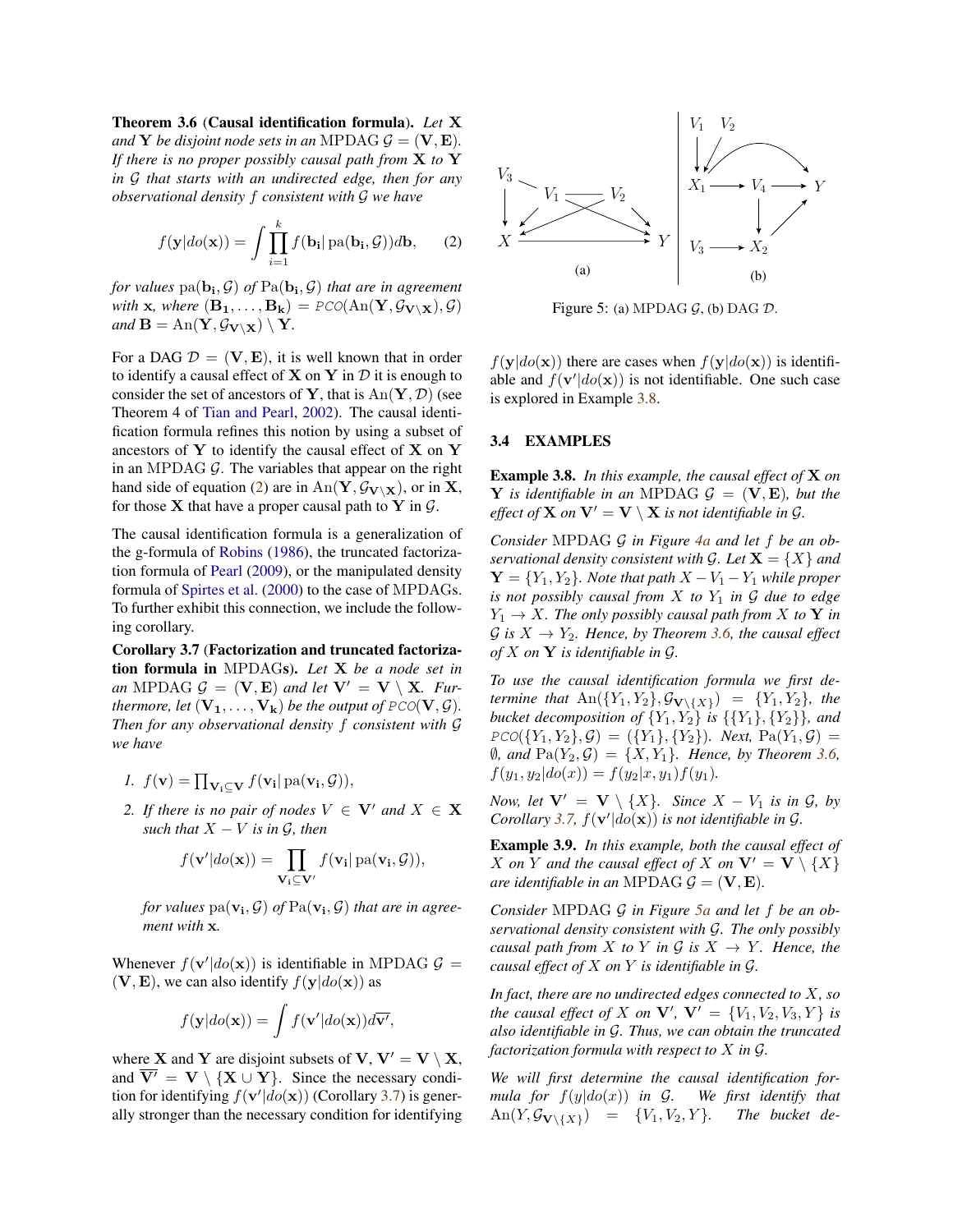**Theorem 3.6** (**Causal identification formula**). *Let $\mathbf{X}$ and $\mathbf{Y}$ be disjoint node sets in an* MPDAG $\mathcal{G} = (\mathbf{V}, \mathbf{E})$. *If there is no proper possibly causal path from $\mathbf{X}$ to $\mathbf{Y}$ in $\mathcal{G}$ that starts with an undirected edge, then for any observational density $f$ consistent with $\mathcal{G}$ we have*

$$f(\mathbf{y}|do(\mathbf{x})) = \int \prod_{i=1}^{k} f(\mathbf{b_i}|\operatorname{pa}(\mathbf{b_i}, \mathcal{G}))d\mathbf{b}, \qquad (2)$$

*for values $\operatorname{pa}(\mathbf{b_i}, \mathcal{G})$ of $\operatorname{Pa}(\mathbf{b_i}, \mathcal{G})$ that are in agreement with $\mathbf{x}$, where $(\mathbf{B_1}, \dots, \mathbf{B_k}) = \mathit{PCO}(\operatorname{An}(\mathbf{Y}, \mathcal{G}_{\mathbf{V}\setminus\mathbf{X}}), \mathcal{G})$ and $\mathbf{B} = \operatorname{An}(\mathbf{Y}, \mathcal{G}_{\mathbf{V}\setminus\mathbf{X}}) \setminus \mathbf{Y}$.*

For a DAG $\mathcal{D} = (\mathbf{V}, \mathbf{E})$, it is well known that in order to identify a causal effect of $\mathbf{X}$ on $\mathbf{Y}$ in $\mathcal{D}$ it is enough to consider the set of ancestors of $\mathbf{Y}$, that is $\operatorname{An}(\mathbf{Y}, \mathcal{D})$ (see Theorem 4 of Tian and Pearl, 2002). The causal identification formula refines this notion by using a subset of ancestors of $\mathbf{Y}$ to identify the causal effect of $\mathbf{X}$ on $\mathbf{Y}$ in an MPDAG $\mathcal{G}$. The variables that appear on the right hand side of equation (2) are in $\operatorname{An}(\mathbf{Y}, \mathcal{G}_{\mathbf{V}\setminus\mathbf{X}})$, or in $\mathbf{X}$, for those $\mathbf{X}$ that have a proper causal path to $\mathbf{Y}$ in $\mathcal{G}$.

The causal identification formula is a generalization of the g-formula of Robins (1986), the truncated factorization formula of Pearl (2009), or the manipulated density formula of Spirtes et al. (2000) to the case of MPDAGs. To further exhibit this connection, we include the following corollary.

**Corollary 3.7** (**Factorization and truncated factorization formula in** MPDAG**s**). *Let $\mathbf{X}$ be a node set in an* MPDAG $\mathcal{G} = (\mathbf{V}, \mathbf{E})$ *and let $\mathbf{V'} = \mathbf{V} \setminus \mathbf{X}$. Furthermore, let $(\mathbf{V_1}, \dots, \mathbf{V_k})$ be the output of $\mathit{PCO}(\mathbf{V}, \mathcal{G})$. Then for any observational density $f$ consistent with $\mathcal{G}$ we have*

1. $f(\mathbf{v}) = \prod_{\mathbf{V_i}\subseteq\mathbf{V}} f(\mathbf{v_i}|\operatorname{pa}(\mathbf{v_i}, \mathcal{G}))$,
2. *If there is no pair of nodes $V \in \mathbf{V'}$ and $X \in \mathbf{X}$ such that $X - V$ is in $\mathcal{G}$, then*

$$f(\mathbf{v'}|do(\mathbf{x})) = \prod_{\mathbf{V_i}\subseteq\mathbf{V'}} f(\mathbf{v_i}|\operatorname{pa}(\mathbf{v_i}, \mathcal{G})),$$

*for values $\operatorname{pa}(\mathbf{v_i}, \mathcal{G})$ of $\operatorname{Pa}(\mathbf{v_i}, \mathcal{G})$ that are in agreement with $\mathbf{x}$.*

Whenever $f(\mathbf{v'}|do(\mathbf{x}))$ is identifiable in MPDAG $\mathcal{G} = (\mathbf{V}, \mathbf{E})$, we can also identify $f(\mathbf{y}|do(\mathbf{x}))$ as

$$f(\mathbf{y}|do(\mathbf{x})) = \int f(\mathbf{v'}|do(\mathbf{x}))d\overline{\mathbf{v'}},$$

where $\mathbf{X}$ and $\mathbf{Y}$ are disjoint subsets of $\mathbf{V}$, $\mathbf{V'} = \mathbf{V} \setminus \mathbf{X}$, and $\overline{\mathbf{V'}} = \mathbf{V} \setminus \{\mathbf{X} \cup \mathbf{Y}\}$. Since the necessary condition for identifying $f(\mathbf{v'}|do(\mathbf{x}))$ (Corollary 3.7) is generally stronger than the necessary condition for identifying $f(\mathbf{y}|do(\mathbf{x}))$ there are cases when $f(\mathbf{y}|do(\mathbf{x}))$ is identifiable and $f(\mathbf{v'}|do(\mathbf{x}))$ is not identifiable. One such case is explored in Example 3.8.

Figure 5: (a) MPDAG $\mathcal{G}$, (b) DAG $\mathcal{D}$.

### 3.4 EXAMPLES

**Example 3.8.** *In this example, the causal effect of $\mathbf{X}$ on $\mathbf{Y}$ is identifiable in an* MPDAG $\mathcal{G} = (\mathbf{V}, \mathbf{E})$, *but the effect of $\mathbf{X}$ on $\mathbf{V'} = \mathbf{V} \setminus \mathbf{X}$ is not identifiable in $\mathcal{G}$.*

*Consider* MPDAG $\mathcal{G}$ *in Figure 4a and let $f$ be an observational density consistent with $\mathcal{G}$. Let $\mathbf{X} = \{X\}$ and $\mathbf{Y} = \{Y_1, Y_2\}$. Note that path $X - V_1 - Y_1$ while proper is not possibly causal from $X$ to $Y_1$ in $\mathcal{G}$ due to edge $Y_1 \to X$. The only possibly causal path from $X$ to $\mathbf{Y}$ in $\mathcal{G}$ is $X \to Y_2$. Hence, by Theorem 3.6, the causal effect of $X$ on $\mathbf{Y}$ is identifiable in $\mathcal{G}$.*

*To use the causal identification formula we first determine that $\operatorname{An}(\{Y_1, Y_2\}, \mathcal{G}_{\mathbf{V}\setminus\{X\}}) = \{Y_1, Y_2\}$, the bucket decomposition of $\{Y_1, Y_2\}$ is $\{\{Y_1\}, \{Y_2\}\}$, and $\mathit{PCO}(\{Y_1, Y_2\}, \mathcal{G}) = (\{Y_1\}, \{Y_2\})$. Next, $\operatorname{Pa}(Y_1, \mathcal{G}) = \emptyset$, and $\operatorname{Pa}(Y_2, \mathcal{G}) = \{X, Y_1\}$. Hence, by Theorem 3.6, $f(y_1, y_2|do(x)) = f(y_2|x, y_1)f(y_1)$.*

*Now, let $\mathbf{V'} = \mathbf{V} \setminus \{X\}$. Since $X - V_1$ is in $\mathcal{G}$, by Corollary 3.7, $f(\mathbf{v'}|do(\mathbf{x}))$ is not identifiable in $\mathcal{G}$.*

**Example 3.9.** *In this example, both the causal effect of $X$ on $Y$ and the causal effect of $X$ on $\mathbf{V'} = \mathbf{V} \setminus \{X\}$ are identifiable in an* MPDAG $\mathcal{G} = (\mathbf{V}, \mathbf{E})$.

*Consider* MPDAG $\mathcal{G}$ *in Figure 5a and let $f$ be an observational density consistent with $\mathcal{G}$. The only possibly causal path from $X$ to $Y$ in $\mathcal{G}$ is $X \to Y$. Hence, the causal effect of $X$ on $Y$ is identifiable in $\mathcal{G}$.*

*In fact, there are no undirected edges connected to $X$, so the causal effect of $X$ on $\mathbf{V'}$, $\mathbf{V'} = \{V_1, V_2, V_3, Y\}$ is also identifiable in $\mathcal{G}$. Thus, we can obtain the truncated factorization formula with respect to $X$ in $\mathcal{G}$.*

*We will first determine the causal identification formula for $f(y|do(x))$ in $\mathcal{G}$. We first identify that $\operatorname{An}(Y, \mathcal{G}_{\mathbf{V}\setminus\{X\}}) = \{V_1, V_2, Y\}$. The bucket de-*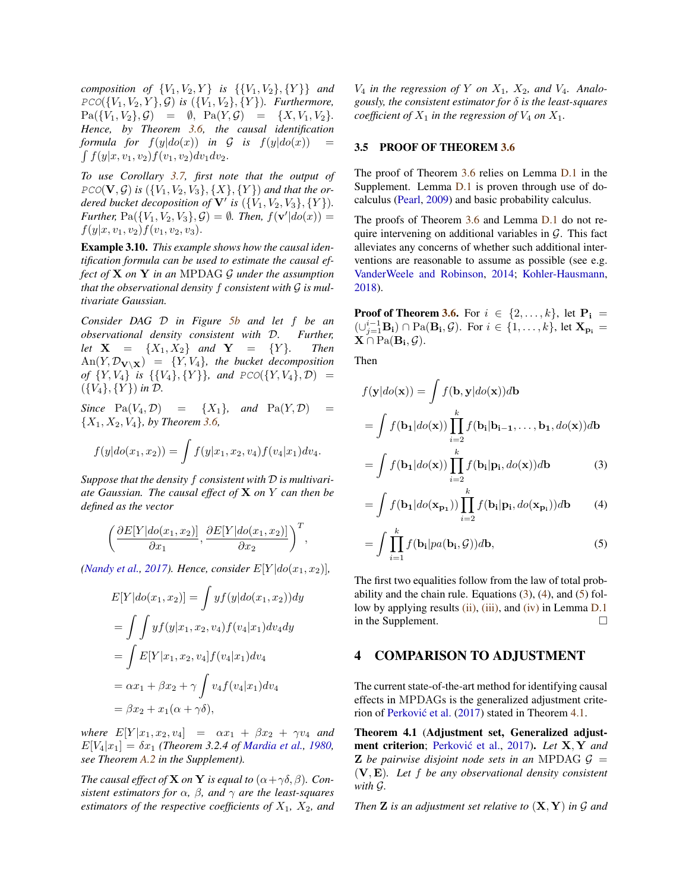*composition of $\{V_1, V_2, Y\}$ is $\{\{V_1, V_2\}, \{Y\}\}$ and $\texttt{PCO}(\{V_1, V_2, Y\}, \mathcal{G})$ is $(\{V_1, V_2\}, \{Y\})$. Furthermore, $\mathrm{Pa}(\{V_1, V_2\}, \mathcal{G}) = \emptyset$, $\mathrm{Pa}(Y, \mathcal{G}) = \{X, V_1, V_2\}$. Hence, by Theorem 3.6, the causal identification formula for $f(y|do(x))$ in $\mathcal{G}$ is $f(y|do(x)) = \int f(y|x, v_1, v_2) f(v_1, v_2) dv_1 dv_2$.*

*To use Corollary 3.7, first note that the output of $\texttt{PCO}(\mathbf{V}, \mathcal{G})$ is $(\{V_1, V_2, V_3\}, \{X\}, \{Y\})$ and that the ordered bucket decoposition of $\mathbf{V}'$ is $(\{V_1, V_2, V_3\}, \{Y\})$. Further, $\mathrm{Pa}(\{V_1, V_2, V_3\}, \mathcal{G}) = \emptyset$. Then, $f(\mathbf{v}'|do(x)) = f(y|x, v_1, v_2) f(v_1, v_2, v_3)$.*

**Example 3.10.** *This example shows how the causal identification formula can be used to estimate the causal effect of $\mathbf{X}$ on $\mathbf{Y}$ in an MPDAG $\mathcal{G}$ under the assumption that the observational density $f$ consistent with $\mathcal{G}$ is multivariate Gaussian.*

*Consider DAG $\mathcal{D}$ in Figure 5b and let $f$ be an observational density consistent with $\mathcal{D}$. Further, let $\mathbf{X} = \{X_1, X_2\}$ and $\mathbf{Y} = \{Y\}$. Then $\mathrm{An}(Y, \mathcal{D}_{\mathbf{V} \setminus \mathbf{X}}) = \{Y, V_4\}$, the bucket decomposition of $\{Y, V_4\}$ is $\{\{V_4\}, \{Y\}\}$, and $\texttt{PCO}(\{Y, V_4\}, \mathcal{D}) = (\{V_4\}, \{Y\})$ in $\mathcal{D}$.*

*Since $\mathrm{Pa}(V_4, \mathcal{D}) = \{X_1\}$, and $\mathrm{Pa}(Y, \mathcal{D}) = \{X_1, X_2, V_4\}$, by Theorem 3.6,*

$$f(y|do(x_1, x_2)) = \int f(y|x_1, x_2, v_4) f(v_4|x_1) dv_4.$$

*Suppose that the density $f$ consistent with $\mathcal{D}$ is multivariate Gaussian. The causal effect of $\mathbf{X}$ on $Y$ can then be defined as the vector*

$$\left(\frac{\partial E[Y|do(x_1, x_2)]}{\partial x_1}, \frac{\partial E[Y|do(x_1, x_2)]}{\partial x_2}\right)^T,$$

*(Nandy et al., 2017). Hence, consider $E[Y|do(x_1, x_2)]$,*

$$\begin{aligned}
E[Y|do(x_1, x_2)] &= \int y f(y|do(x_1, x_2)) dy \\
&= \int \int y f(y|x_1, x_2, v_4) f(v_4|x_1) dv_4 dy \\
&= \int E[Y|x_1, x_2, v_4] f(v_4|x_1) dv_4 \\
&= \alpha x_1 + \beta x_2 + \gamma \int v_4 f(v_4|x_1) dv_4 \\
&= \beta x_2 + x_1(\alpha + \gamma\delta),
\end{aligned}$$

*where $E[Y|x_1, x_2, v_4] = \alpha x_1 + \beta x_2 + \gamma v_4$ and $E[V_4|x_1] = \delta x_1$ (Theorem 3.2.4 of Mardia et al., 1980, see Theorem A.2 in the Supplement).*

*The causal effect of $\mathbf{X}$ on $\mathbf{Y}$ is equal to $(\alpha + \gamma\delta, \beta)$. Consistent estimators for $\alpha$, $\beta$, and $\gamma$ are the least-squares estimators of the respective coefficients of $X_1$, $X_2$, and $V_4$ in the regression of $Y$ on $X_1$, $X_2$, and $V_4$. Analogously, the consistent estimator for $\delta$ is the least-squares coefficient of $X_1$ in the regression of $V_4$ on $X_1$.*

### 3.5 PROOF OF THEOREM 3.6

The proof of Theorem 3.6 relies on Lemma D.1 in the Supplement. Lemma D.1 is proven through use of do-calculus (Pearl, 2009) and basic probability calculus.

The proofs of Theorem 3.6 and Lemma D.1 do not require intervening on additional variables in $\mathcal{G}$. This fact alleviates any concerns of whether such additional interventions are reasonable to assume as possible (see e.g. VanderWeele and Robinson, 2014; Kohler-Hausmann, 2018).

**Proof of Theorem 3.6.** For $i \in \{2, \ldots, k\}$, let $\mathbf{P_i} = (\cup_{j=1}^{i-1} \mathbf{B_i}) \cap \mathrm{Pa}(\mathbf{B_i}, \mathcal{G})$. For $i \in \{1, \ldots, k\}$, let $\mathbf{X_{p_i}} = \mathbf{X} \cap \mathrm{Pa}(\mathbf{B_i}, \mathcal{G})$.

Then

$$\begin{aligned}
f(\mathbf{y}|do(\mathbf{x})) &= \int f(\mathbf{b}, \mathbf{y}|do(\mathbf{x})) d\mathbf{b} \\
&= \int f(\mathbf{b_1}|do(\mathbf{x})) \prod_{i=2}^{k} f(\mathbf{b_i}|\mathbf{b_{i-1}}, \ldots, \mathbf{b_1}, do(\mathbf{x})) d\mathbf{b} \\
&= \int f(\mathbf{b_1}|do(\mathbf{x})) \prod_{i=2}^{k} f(\mathbf{b_i}|\mathbf{p_i}, do(\mathbf{x})) d\mathbf{b} \qquad (3) \\
&= \int f(\mathbf{b_1}|do(\mathbf{x_{p_1}})) \prod_{i=2}^{k} f(\mathbf{b_i}|\mathbf{p_i}, do(\mathbf{x_{p_i}})) d\mathbf{b} \qquad (4) \\
&= \int \prod_{i=1}^{k} f(\mathbf{b_i}|pa(\mathbf{b_i}, \mathcal{G})) d\mathbf{b}, \qquad (5)
\end{aligned}$$

The first two equalities follow from the law of total probability and the chain rule. Equations (3), (4), and (5) follow by applying results (ii), (iii), and (iv) in Lemma D.1 in the Supplement. $\square$

## 4 COMPARISON TO ADJUSTMENT

The current state-of-the-art method for identifying causal effects in MPDAGs is the generalized adjustment criterion of Perković et al. (2017) stated in Theorem 4.1.

**Theorem 4.1 (Adjustment set, Generalized adjustment criterion;** Perković et al., 2017**).** *Let $\mathbf{X}, \mathbf{Y}$ and $\mathbf{Z}$ be pairwise disjoint node sets in an MPDAG $\mathcal{G} = (\mathbf{V}, \mathbf{E})$. Let $f$ be any observational density consistent with $\mathcal{G}$.*

*Then $\mathbf{Z}$ is an adjustment set relative to $(\mathbf{X}, \mathbf{Y})$ in $\mathcal{G}$ and*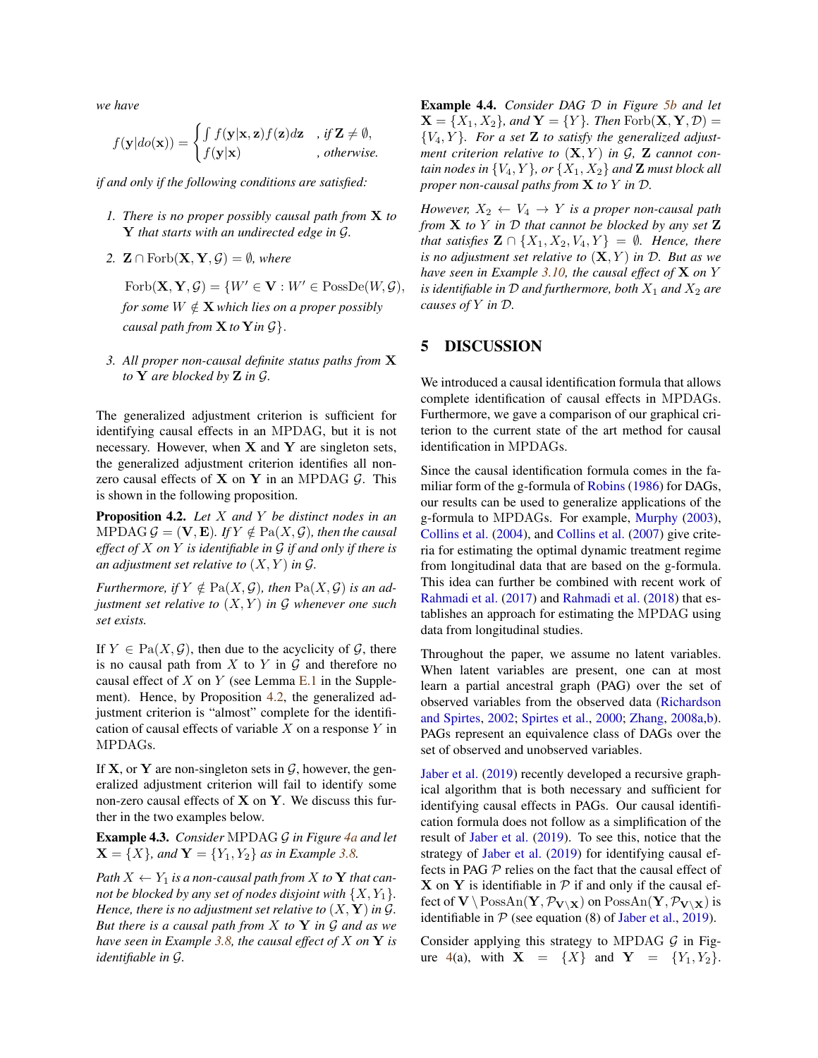*we have*

$$f(\mathbf{y}|do(\mathbf{x})) = \begin{cases} \int f(\mathbf{y}|\mathbf{x}, \mathbf{z}) f(\mathbf{z}) d\mathbf{z} & \text{, if } \mathbf{Z} \neq \emptyset, \\ f(\mathbf{y}|\mathbf{x}) & \text{, otherwise.} \end{cases}$$

*if and only if the following conditions are satisfied:*

1. *There is no proper possibly causal path from* $\mathbf{X}$ *to* $\mathbf{Y}$ *that starts with an undirected edge in* $\mathcal{G}$.
2. $\mathbf{Z} \cap \mathrm{Forb}(\mathbf{X}, \mathbf{Y}, \mathcal{G}) = \emptyset$, *where*

   $\mathrm{Forb}(\mathbf{X}, \mathbf{Y}, \mathcal{G}) = \{W' \in \mathbf{V} : W' \in \mathrm{PossDe}(W, \mathcal{G}),$ *for some* $W \notin \mathbf{X}$ *which lies on a proper possibly causal path from* $\mathbf{X}$ *to* $\mathbf{Y}$ *in* $\mathcal{G}\}$.
3. *All proper non-causal definite status paths from* $\mathbf{X}$ *to* $\mathbf{Y}$ *are blocked by* $\mathbf{Z}$ *in* $\mathcal{G}$.

The generalized adjustment criterion is sufficient for identifying causal effects in an MPDAG, but it is not necessary. However, when $\mathbf{X}$ and $\mathbf{Y}$ are singleton sets, the generalized adjustment criterion identifies all non-zero causal effects of $\mathbf{X}$ on $\mathbf{Y}$ in an MPDAG $\mathcal{G}$. This is shown in the following proposition.

**Proposition 4.2.** *Let* $X$ *and* $Y$ *be distinct nodes in an* MPDAG $\mathcal{G} = (\mathbf{V}, \mathbf{E})$*. If* $Y \notin \mathrm{Pa}(X, \mathcal{G})$*, then the causal effect of* $X$ *on* $Y$ *is identifiable in* $\mathcal{G}$ *if and only if there is an adjustment set relative to* $(X, Y)$ *in* $\mathcal{G}$.

*Furthermore, if* $Y \notin \mathrm{Pa}(X, \mathcal{G})$*, then* $\mathrm{Pa}(X, \mathcal{G})$ *is an adjustment set relative to* $(X, Y)$ *in* $\mathcal{G}$ *whenever one such set exists.*

If $Y \in \mathrm{Pa}(X, \mathcal{G})$, then due to the acyclicity of $\mathcal{G}$, there is no causal path from $X$ to $Y$ in $\mathcal{G}$ and therefore no causal effect of $X$ on $Y$ (see Lemma E.1 in the Supplement). Hence, by Proposition 4.2, the generalized adjustment criterion is "almost" complete for the identification of causal effects of variable $X$ on a response $Y$ in MPDAGs.

If $\mathbf{X}$, or $\mathbf{Y}$ are non-singleton sets in $\mathcal{G}$, however, the generalized adjustment criterion will fail to identify some non-zero causal effects of $\mathbf{X}$ on $\mathbf{Y}$. We discuss this further in the two examples below.

**Example 4.3.** *Consider* MPDAG $\mathcal{G}$ *in Figure 4a and let* $\mathbf{X} = \{X\}$*, and* $\mathbf{Y} = \{Y_1, Y_2\}$ *as in Example 3.8.*

*Path* $X \leftarrow Y_1$ *is a non-causal path from* $X$ *to* $\mathbf{Y}$ *that cannot be blocked by any set of nodes disjoint with* $\{X, Y_1\}$*. Hence, there is no adjustment set relative to* $(X, \mathbf{Y})$ *in* $\mathcal{G}$*. But there is a causal path from* $X$ *to* $\mathbf{Y}$ *in* $\mathcal{G}$ *and as we have seen in Example 3.8, the causal effect of* $X$ *on* $\mathbf{Y}$ *is identifiable in* $\mathcal{G}$.

**Example 4.4.** *Consider DAG* $\mathcal{D}$ *in Figure 5b and let* $\mathbf{X} = \{X_1, X_2\}$*, and* $\mathbf{Y} = \{Y\}$*. Then* $\mathrm{Forb}(\mathbf{X}, \mathbf{Y}, \mathcal{D}) = \{V_4, Y\}$*. For a set* $\mathbf{Z}$ *to satisfy the generalized adjustment criterion relative to* $(\mathbf{X}, Y)$ *in* $\mathcal{G}$*,* $\mathbf{Z}$ *cannot contain nodes in* $\{V_4, Y\}$*, or* $\{X_1, X_2\}$ *and* $\mathbf{Z}$ *must block all proper non-causal paths from* $\mathbf{X}$ *to* $Y$ *in* $\mathcal{D}$.

*However,* $X_2 \leftarrow V_4 \rightarrow Y$ *is a proper non-causal path from* $\mathbf{X}$ *to* $Y$ *in* $\mathcal{D}$ *that cannot be blocked by any set* $\mathbf{Z}$ *that satisfies* $\mathbf{Z} \cap \{X_1, X_2, V_4, Y\} = \emptyset$*. Hence, there is no adjustment set relative to* $(\mathbf{X}, Y)$ *in* $\mathcal{D}$*. But as we have seen in Example 3.10, the causal effect of* $\mathbf{X}$ *on* $Y$ *is identifiable in* $\mathcal{D}$ *and furthermore, both* $X_1$ *and* $X_2$ *are causes of* $Y$ *in* $\mathcal{D}$.

## 5 DISCUSSION

We introduced a causal identification formula that allows complete identification of causal effects in MPDAGs. Furthermore, we gave a comparison of our graphical criterion to the current state of the art method for causal identification in MPDAGs.

Since the causal identification formula comes in the familiar form of the g-formula of Robins (1986) for DAGs, our results can be used to generalize applications of the g-formula to MPDAGs. For example, Murphy (2003), Collins et al. (2004), and Collins et al. (2007) give criteria for estimating the optimal dynamic treatment regime from longitudinal data that are based on the g-formula. This idea can further be combined with recent work of Rahmadi et al. (2017) and Rahmadi et al. (2018) that establishes an approach for estimating the MPDAG using data from longitudinal studies.

Throughout the paper, we assume no latent variables. When latent variables are present, one can at most learn a partial ancestral graph (PAG) over the set of observed variables from the observed data (Richardson and Spirtes, 2002; Spirtes et al., 2000; Zhang, 2008a,b). PAGs represent an equivalence class of DAGs over the set of observed and unobserved variables.

Jaber et al. (2019) recently developed a recursive graphical algorithm that is both necessary and sufficient for identifying causal effects in PAGs. Our causal identification formula does not follow as a simplification of the result of Jaber et al. (2019). To see this, notice that the strategy of Jaber et al. (2019) for identifying causal effects in PAG $\mathcal{P}$ relies on the fact that the causal effect of $\mathbf{X}$ on $\mathbf{Y}$ is identifiable in $\mathcal{P}$ if and only if the causal effect of $\mathbf{V} \setminus \mathrm{PossAn}(\mathbf{Y}, \mathcal{P}_{\mathbf{V} \setminus \mathbf{X}})$ on $\mathrm{PossAn}(\mathbf{Y}, \mathcal{P}_{\mathbf{V} \setminus \mathbf{X}})$ is identifiable in $\mathcal{P}$ (see equation (8) of Jaber et al., 2019).

Consider applying this strategy to MPDAG $\mathcal{G}$ in Figure 4(a), with $\mathbf{X} = \{X\}$ and $\mathbf{Y} = \{Y_1, Y_2\}$.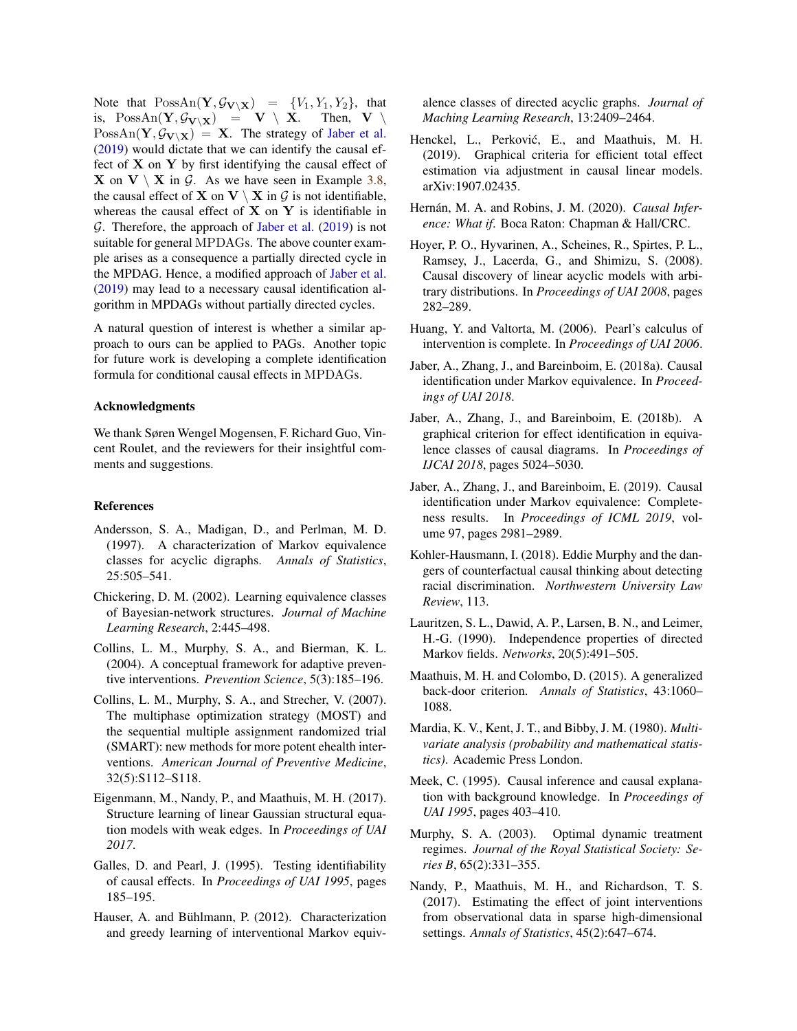Note that $\text{PossAn}(\mathbf{Y}, \mathcal{G}_{\mathbf{V}\setminus\mathbf{X}}) = \{V_1, Y_1, Y_2\}$, that is, $\text{PossAn}(\mathbf{Y}, \mathcal{G}_{\mathbf{V}\setminus\mathbf{X}}) = \mathbf{V} \setminus \mathbf{X}$. Then, $\mathbf{V} \setminus \text{PossAn}(\mathbf{Y}, \mathcal{G}_{\mathbf{V}\setminus\mathbf{X}}) = \mathbf{X}$. The strategy of Jaber et al. (2019) would dictate that we can identify the causal effect of $\mathbf{X}$ on $\mathbf{Y}$ by first identifying the causal effect of $\mathbf{X}$ on $\mathbf{V} \setminus \mathbf{X}$ in $\mathcal{G}$. As we have seen in Example 3.8, the causal effect of $\mathbf{X}$ on $\mathbf{V} \setminus \mathbf{X}$ in $\mathcal{G}$ is not identifiable, whereas the causal effect of $\mathbf{X}$ on $\mathbf{Y}$ is identifiable in $\mathcal{G}$. Therefore, the approach of Jaber et al. (2019) is not suitable for general MPDAGs. The above counter example arises as a consequence a partially directed cycle in the MPDAG. Hence, a modified approach of Jaber et al. (2019) may lead to a necessary causal identification algorithm in MPDAGs without partially directed cycles.

A natural question of interest is whether a similar approach to ours can be applied to PAGs. Another topic for future work is developing a complete identification formula for conditional causal effects in MPDAGs.

### Acknowledgments

We thank Søren Wengel Mogensen, F. Richard Guo, Vincent Roulet, and the reviewers for their insightful comments and suggestions.

### References

Andersson, S. A., Madigan, D., and Perlman, M. D. (1997). A characterization of Markov equivalence classes for acyclic digraphs. *Annals of Statistics*, 25:505–541.

Chickering, D. M. (2002). Learning equivalence classes of Bayesian-network structures. *Journal of Machine Learning Research*, 2:445–498.

Collins, L. M., Murphy, S. A., and Bierman, K. L. (2004). A conceptual framework for adaptive preventive interventions. *Prevention Science*, 5(3):185–196.

Collins, L. M., Murphy, S. A., and Strecher, V. (2007). The multiphase optimization strategy (MOST) and the sequential multiple assignment randomized trial (SMART): new methods for more potent ehealth interventions. *American Journal of Preventive Medicine*, 32(5):S112–S118.

Eigenmann, M., Nandy, P., and Maathuis, M. H. (2017). Structure learning of linear Gaussian structural equation models with weak edges. In *Proceedings of UAI 2017*.

Galles, D. and Pearl, J. (1995). Testing identifiability of causal effects. In *Proceedings of UAI 1995*, pages 185–195.

Hauser, A. and Bühlmann, P. (2012). Characterization and greedy learning of interventional Markov equivalence classes of directed acyclic graphs. *Journal of Maching Learning Research*, 13:2409–2464.

Henckel, L., Perković, E., and Maathuis, M. H. (2019). Graphical criteria for efficient total effect estimation via adjustment in causal linear models. arXiv:1907.02435.

Hernán, M. A. and Robins, J. M. (2020). *Causal Inference: What if*. Boca Raton: Chapman & Hall/CRC.

Hoyer, P. O., Hyvarinen, A., Scheines, R., Spirtes, P. L., Ramsey, J., Lacerda, G., and Shimizu, S. (2008). Causal discovery of linear acyclic models with arbitrary distributions. In *Proceedings of UAI 2008*, pages 282–289.

Huang, Y. and Valtorta, M. (2006). Pearl's calculus of intervention is complete. In *Proceedings of UAI 2006*.

Jaber, A., Zhang, J., and Bareinboim, E. (2018a). Causal identification under Markov equivalence. In *Proceedings of UAI 2018*.

Jaber, A., Zhang, J., and Bareinboim, E. (2018b). A graphical criterion for effect identification in equivalence classes of causal diagrams. In *Proceedings of IJCAI 2018*, pages 5024–5030.

Jaber, A., Zhang, J., and Bareinboim, E. (2019). Causal identification under Markov equivalence: Completeness results. In *Proceedings of ICML 2019*, volume 97, pages 2981–2989.

Kohler-Hausmann, I. (2018). Eddie Murphy and the dangers of counterfactual causal thinking about detecting racial discrimination. *Northwestern University Law Review*, 113.

Lauritzen, S. L., Dawid, A. P., Larsen, B. N., and Leimer, H.-G. (1990). Independence properties of directed Markov fields. *Networks*, 20(5):491–505.

Maathuis, M. H. and Colombo, D. (2015). A generalized back-door criterion. *Annals of Statistics*, 43:1060–1088.

Mardia, K. V., Kent, J. T., and Bibby, J. M. (1980). *Multivariate analysis (probability and mathematical statistics)*. Academic Press London.

Meek, C. (1995). Causal inference and causal explanation with background knowledge. In *Proceedings of UAI 1995*, pages 403–410.

Murphy, S. A. (2003). Optimal dynamic treatment regimes. *Journal of the Royal Statistical Society: Series B*, 65(2):331–355.

Nandy, P., Maathuis, M. H., and Richardson, T. S. (2017). Estimating the effect of joint interventions from observational data in sparse high-dimensional settings. *Annals of Statistics*, 45(2):647–674.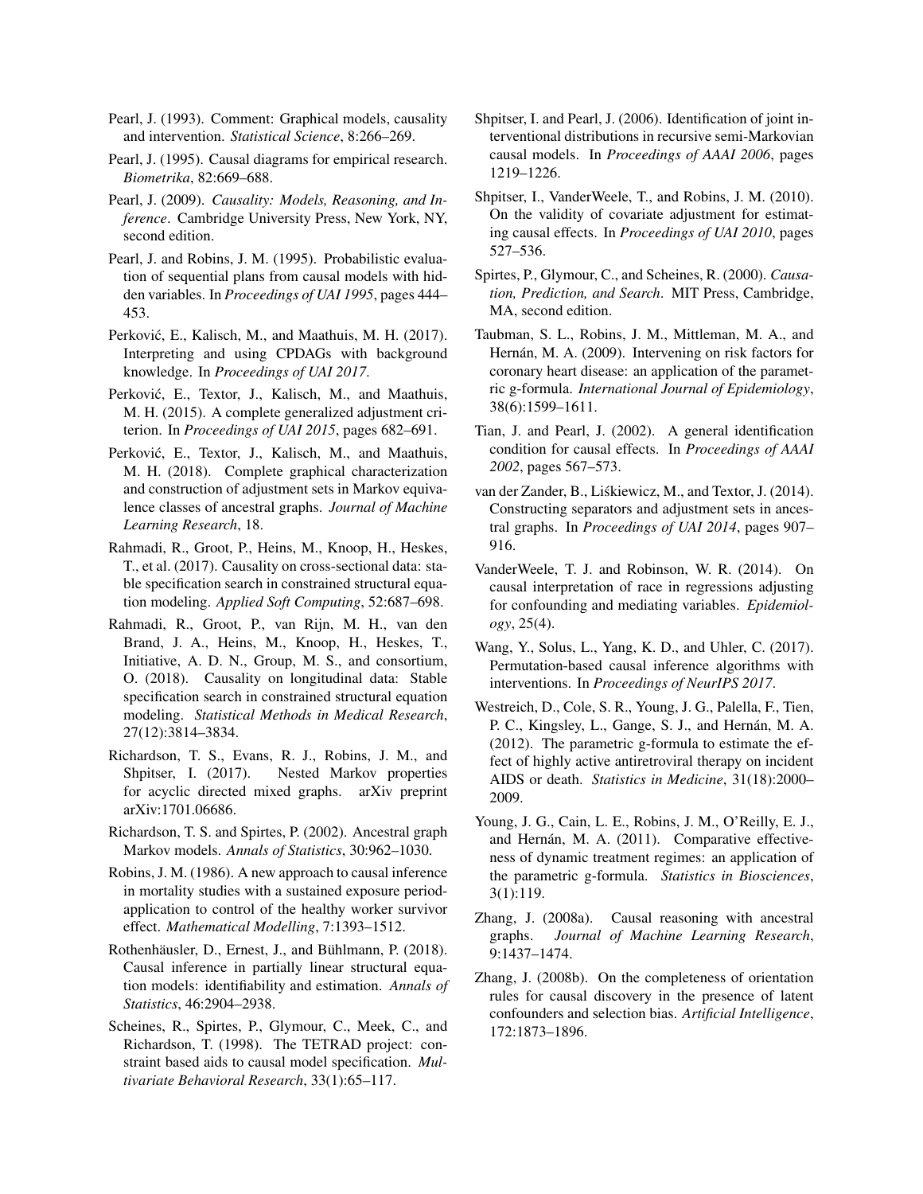Pearl, J. (1993). Comment: Graphical models, causality and intervention. *Statistical Science*, 8:266–269.

Pearl, J. (1995). Causal diagrams for empirical research. *Biometrika*, 82:669–688.

Pearl, J. (2009). *Causality: Models, Reasoning, and Inference*. Cambridge University Press, New York, NY, second edition.

Pearl, J. and Robins, J. M. (1995). Probabilistic evaluation of sequential plans from causal models with hidden variables. In *Proceedings of UAI 1995*, pages 444–453.

Perković, E., Kalisch, M., and Maathuis, M. H. (2017). Interpreting and using CPDAGs with background knowledge. In *Proceedings of UAI 2017*.

Perković, E., Textor, J., Kalisch, M., and Maathuis, M. H. (2015). A complete generalized adjustment criterion. In *Proceedings of UAI 2015*, pages 682–691.

Perković, E., Textor, J., Kalisch, M., and Maathuis, M. H. (2018). Complete graphical characterization and construction of adjustment sets in Markov equivalence classes of ancestral graphs. *Journal of Machine Learning Research*, 18.

Rahmadi, R., Groot, P., Heins, M., Knoop, H., Heskes, T., et al. (2017). Causality on cross-sectional data: stable specification search in constrained structural equation modeling. *Applied Soft Computing*, 52:687–698.

Rahmadi, R., Groot, P., van Rijn, M. H., van den Brand, J. A., Heins, M., Knoop, H., Heskes, T., Initiative, A. D. N., Group, M. S., and consortium, O. (2018). Causality on longitudinal data: Stable specification search in constrained structural equation modeling. *Statistical Methods in Medical Research*, 27(12):3814–3834.

Richardson, T. S., Evans, R. J., Robins, J. M., and Shpitser, I. (2017). Nested Markov properties for acyclic directed mixed graphs. arXiv preprint arXiv:1701.06686.

Richardson, T. S. and Spirtes, P. (2002). Ancestral graph Markov models. *Annals of Statistics*, 30:962–1030.

Robins, J. M. (1986). A new approach to causal inference in mortality studies with a sustained exposure period-application to control of the healthy worker survivor effect. *Mathematical Modelling*, 7:1393–1512.

Rothenhäusler, D., Ernest, J., and Bühlmann, P. (2018). Causal inference in partially linear structural equation models: identifiability and estimation. *Annals of Statistics*, 46:2904–2938.

Scheines, R., Spirtes, P., Glymour, C., Meek, C., and Richardson, T. (1998). The TETRAD project: constraint based aids to causal model specification. *Multivariate Behavioral Research*, 33(1):65–117.

Shpitser, I. and Pearl, J. (2006). Identification of joint interventional distributions in recursive semi-Markovian causal models. In *Proceedings of AAAI 2006*, pages 1219–1226.

Shpitser, I., VanderWeele, T., and Robins, J. M. (2010). On the validity of covariate adjustment for estimating causal effects. In *Proceedings of UAI 2010*, pages 527–536.

Spirtes, P., Glymour, C., and Scheines, R. (2000). *Causation, Prediction, and Search*. MIT Press, Cambridge, MA, second edition.

Taubman, S. L., Robins, J. M., Mittleman, M. A., and Hernán, M. A. (2009). Intervening on risk factors for coronary heart disease: an application of the parametric g-formula. *International Journal of Epidemiology*, 38(6):1599–1611.

Tian, J. and Pearl, J. (2002). A general identification condition for causal effects. In *Proceedings of AAAI 2002*, pages 567–573.

van der Zander, B., Liśkiewicz, M., and Textor, J. (2014). Constructing separators and adjustment sets in ancestral graphs. In *Proceedings of UAI 2014*, pages 907–916.

VanderWeele, T. J. and Robinson, W. R. (2014). On causal interpretation of race in regressions adjusting for confounding and mediating variables. *Epidemiology*, 25(4).

Wang, Y., Solus, L., Yang, K. D., and Uhler, C. (2017). Permutation-based causal inference algorithms with interventions. In *Proceedings of NeurIPS 2017*.

Westreich, D., Cole, S. R., Young, J. G., Palella, F., Tien, P. C., Kingsley, L., Gange, S. J., and Hernán, M. A. (2012). The parametric g-formula to estimate the effect of highly active antiretroviral therapy on incident AIDS or death. *Statistics in Medicine*, 31(18):2000–2009.

Young, J. G., Cain, L. E., Robins, J. M., O'Reilly, E. J., and Hernán, M. A. (2011). Comparative effectiveness of dynamic treatment regimes: an application of the parametric g-formula. *Statistics in Biosciences*, 3(1):119.

Zhang, J. (2008a). Causal reasoning with ancestral graphs. *Journal of Machine Learning Research*, 9:1437–1474.

Zhang, J. (2008b). On the completeness of orientation rules for causal discovery in the presence of latent confounders and selection bias. *Artificial Intelligence*, 172:1873–1896.